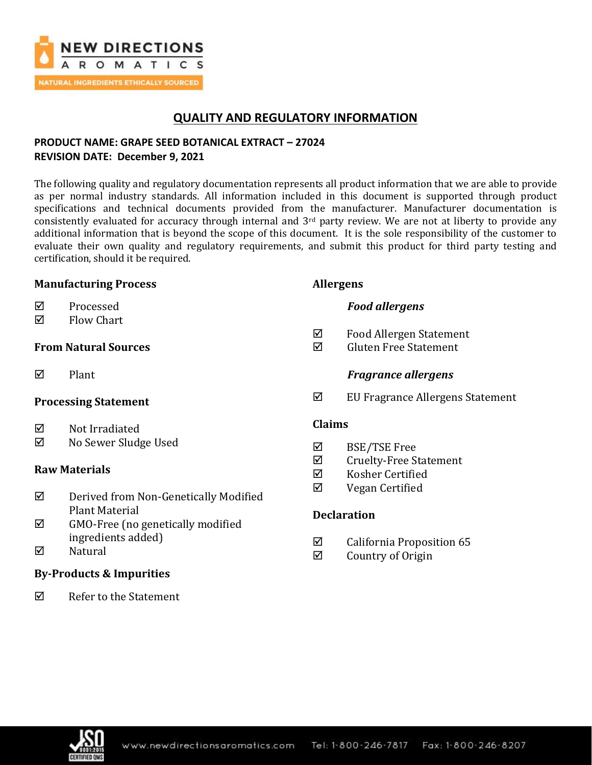# QUALITY AND REGULATORY INFORMATION

**PRODUCT NAME: GRAPE SEED BOTANICAL EXTRACT – 27024**
**REVISION DATE: December 9, 2021**

The following quality and regulatory documentation represents all product information that we are able to provide as per normal industry standards. All information included in this document is supported through product specifications and technical documents provided from the manufacturer. Manufacturer documentation is consistently evaluated for accuracy through internal and 3rd party review. We are not at liberty to provide any additional information that is beyond the scope of this document. It is the sole responsibility of the customer to evaluate their own quality and regulatory requirements, and submit this product for third party testing and certification, should it be required.

### Manufacturing Process

- ☑ Processed
- ☑ Flow Chart

### From Natural Sources

- ☑ Plant

### Processing Statement

- ☑ Not Irradiated
- ☑ No Sewer Sludge Used

### Raw Materials

- ☑ Derived from Non-Genetically Modified Plant Material
- ☑ GMO-Free (no genetically modified ingredients added)
- ☑ Natural

### By-Products & Impurities

- ☑ Refer to the Statement

### Allergens

***Food allergens***

- ☑ Food Allergen Statement
- ☑ Gluten Free Statement

***Fragrance allergens***

- ☑ EU Fragrance Allergens Statement

### Claims

- ☑ BSE/TSE Free
- ☑ Cruelty-Free Statement
- ☑ Kosher Certified
- ☑ Vegan Certified

### Declaration

- ☑ California Proposition 65
- ☑ Country of Origin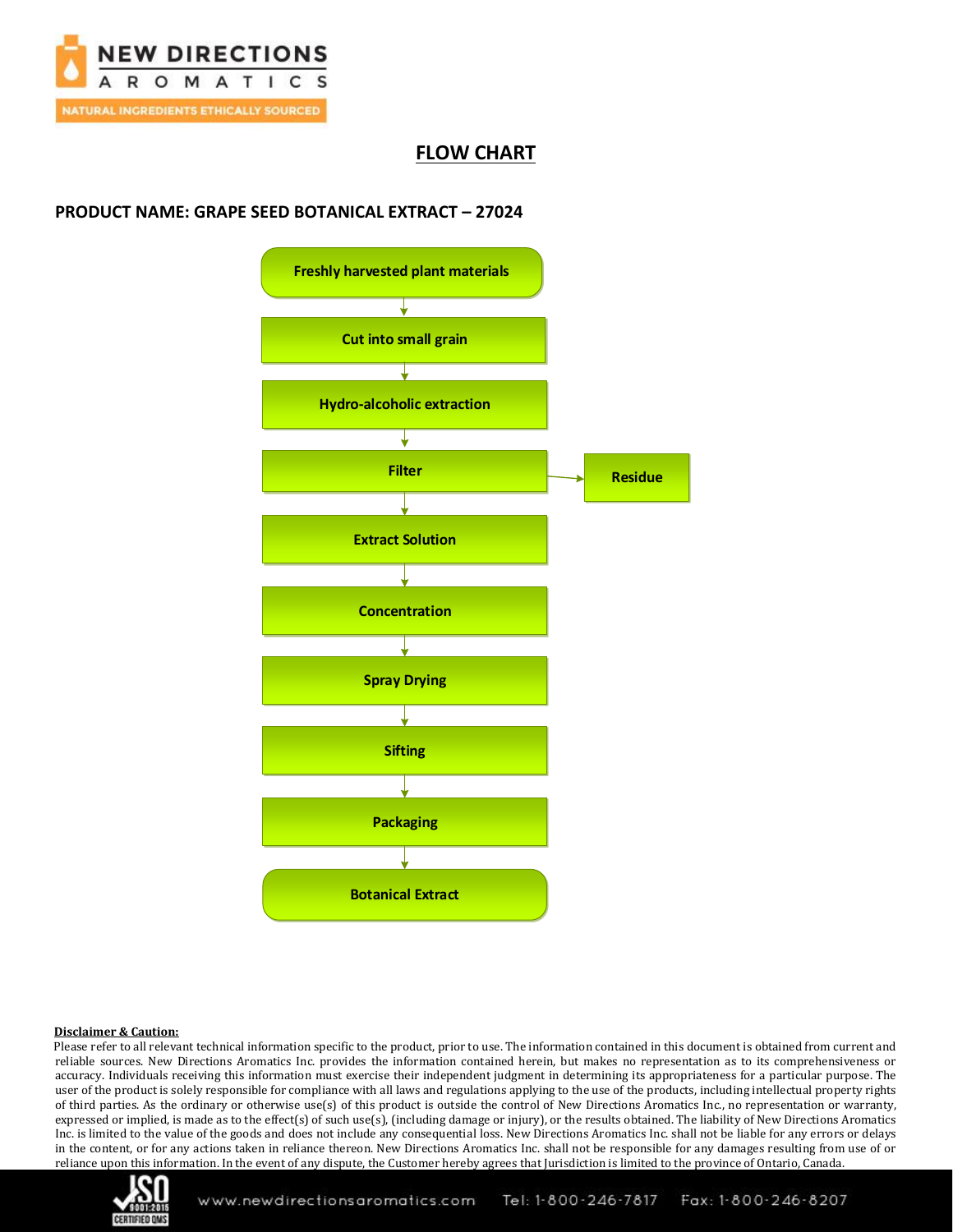## FLOW CHART

**PRODUCT NAME: GRAPE SEED BOTANICAL EXTRACT – 27024**

Freshly harvested plant materials
↓
Cut into small grain
↓
Hydro-alcoholic extraction
↓
Filter → Residue
↓
Extract Solution
↓
Concentration
↓
Spray Drying
↓
Sifting
↓
Packaging
↓
Botanical Extract

**Disclaimer & Caution:**

Please refer to all relevant technical information specific to the product, prior to use. The information contained in this document is obtained from current and reliable sources. New Directions Aromatics Inc. provides the information contained herein, but makes no representation as to its comprehensiveness or accuracy. Individuals receiving this information must exercise their independent judgment in determining its appropriateness for a particular purpose. The user of the product is solely responsible for compliance with all laws and regulations applying to the use of the products, including intellectual property rights of third parties. As the ordinary or otherwise use(s) of this product is outside the control of New Directions Aromatics Inc., no representation or warranty, expressed or implied, is made as to the effect(s) of such use(s), (including damage or injury), or the results obtained. The liability of New Directions Aromatics Inc. is limited to the value of the goods and does not include any consequential loss. New Directions Aromatics Inc. shall not be liable for any errors or delays in the content, or for any actions taken in reliance thereon. New Directions Aromatics Inc. shall not be responsible for any damages resulting from use of or reliance upon this information. In the event of any dispute, the Customer hereby agrees that Jurisdiction is limited to the province of Ontario, Canada.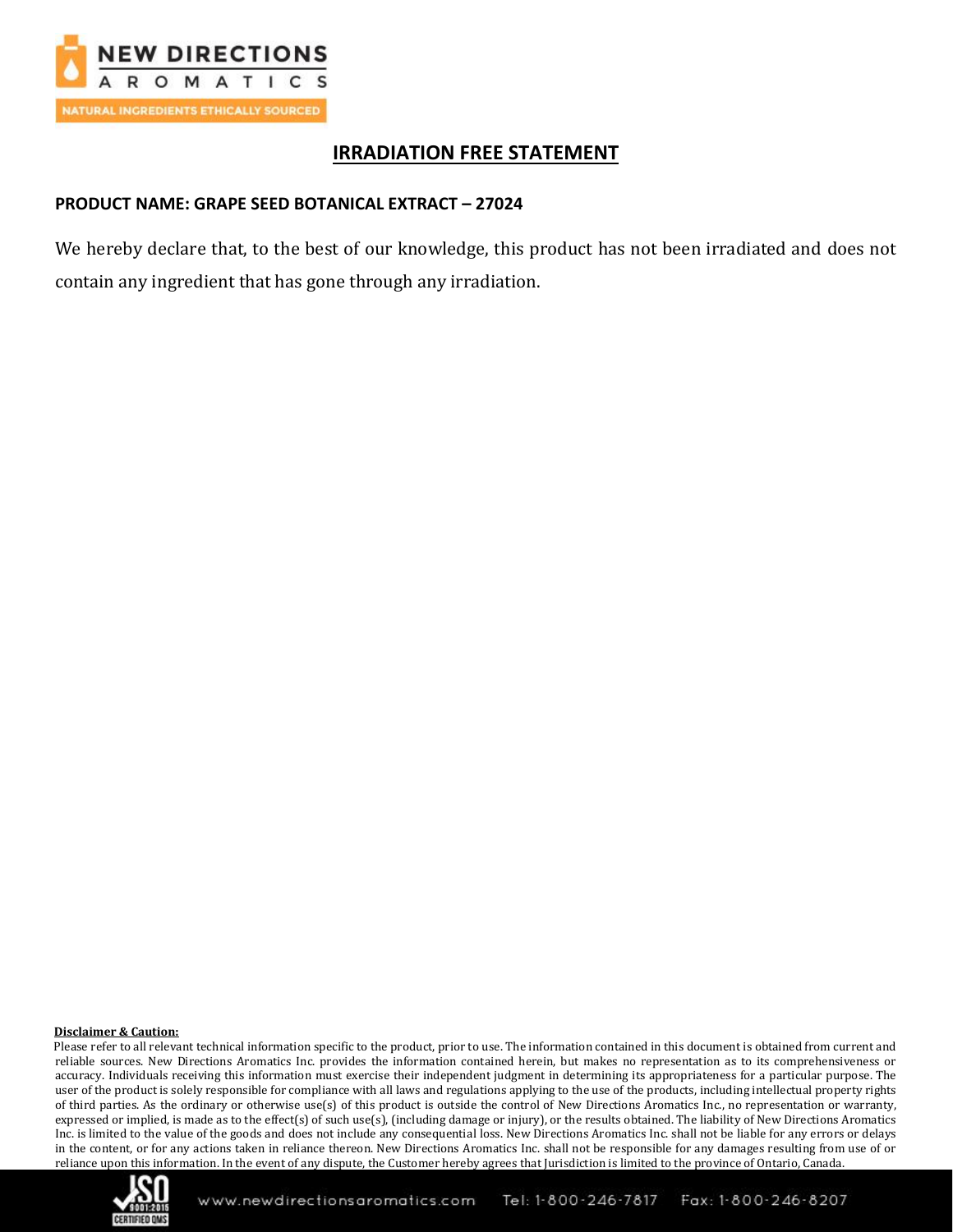# IRRADIATION FREE STATEMENT

**PRODUCT NAME: GRAPE SEED BOTANICAL EXTRACT – 27024**

We hereby declare that, to the best of our knowledge, this product has not been irradiated and does not contain any ingredient that has gone through any irradiation.

**Disclaimer & Caution:**

Please refer to all relevant technical information specific to the product, prior to use. The information contained in this document is obtained from current and reliable sources. New Directions Aromatics Inc. provides the information contained herein, but makes no representation as to its comprehensiveness or accuracy. Individuals receiving this information must exercise their independent judgment in determining its appropriateness for a particular purpose. The user of the product is solely responsible for compliance with all laws and regulations applying to the use of the products, including intellectual property rights of third parties. As the ordinary or otherwise use(s) of this product is outside the control of New Directions Aromatics Inc., no representation or warranty, expressed or implied, is made as to the effect(s) of such use(s), (including damage or injury), or the results obtained. The liability of New Directions Aromatics Inc. is limited to the value of the goods and does not include any consequential loss. New Directions Aromatics Inc. shall not be liable for any errors or delays in the content, or for any actions taken in reliance thereon. New Directions Aromatics Inc. shall not be responsible for any damages resulting from use of or reliance upon this information. In the event of any dispute, the Customer hereby agrees that Jurisdiction is limited to the province of Ontario, Canada.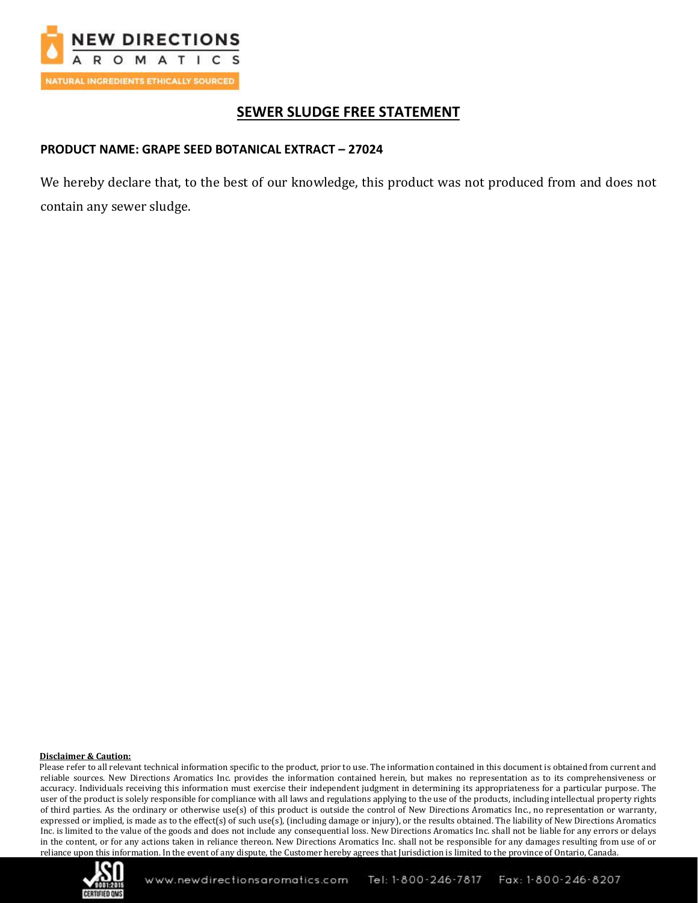## SEWER SLUDGE FREE STATEMENT

**PRODUCT NAME: GRAPE SEED BOTANICAL EXTRACT – 27024**

We hereby declare that, to the best of our knowledge, this product was not produced from and does not contain any sewer sludge.

**Disclaimer & Caution:**

Please refer to all relevant technical information specific to the product, prior to use. The information contained in this document is obtained from current and reliable sources. New Directions Aromatics Inc. provides the information contained herein, but makes no representation as to its comprehensiveness or accuracy. Individuals receiving this information must exercise their independent judgment in determining its appropriateness for a particular purpose. The user of the product is solely responsible for compliance with all laws and regulations applying to the use of the products, including intellectual property rights of third parties. As the ordinary or otherwise use(s) of this product is outside the control of New Directions Aromatics Inc., no representation or warranty, expressed or implied, is made as to the effect(s) of such use(s), (including damage or injury), or the results obtained. The liability of New Directions Aromatics Inc. is limited to the value of the goods and does not include any consequential loss. New Directions Aromatics Inc. shall not be liable for any errors or delays in the content, or for any actions taken in reliance thereon. New Directions Aromatics Inc. shall not be responsible for any damages resulting from use of or reliance upon this information. In the event of any dispute, the Customer hereby agrees that Jurisdiction is limited to the province of Ontario, Canada.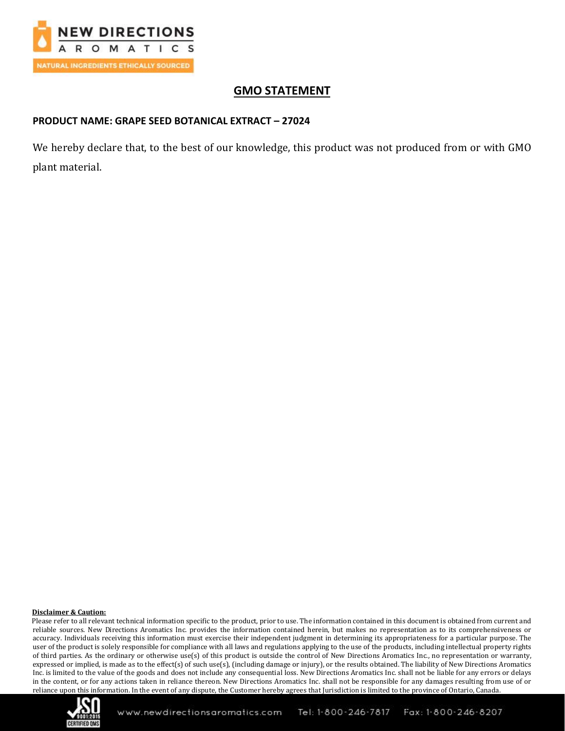# GMO STATEMENT

**PRODUCT NAME: GRAPE SEED BOTANICAL EXTRACT – 27024**

We hereby declare that, to the best of our knowledge, this product was not produced from or with GMO plant material.

**Disclaimer & Caution:**

Please refer to all relevant technical information specific to the product, prior to use. The information contained in this document is obtained from current and reliable sources. New Directions Aromatics Inc. provides the information contained herein, but makes no representation as to its comprehensiveness or accuracy. Individuals receiving this information must exercise their independent judgment in determining its appropriateness for a particular purpose. The user of the product is solely responsible for compliance with all laws and regulations applying to the use of the products, including intellectual property rights of third parties. As the ordinary or otherwise use(s) of this product is outside the control of New Directions Aromatics Inc., no representation or warranty, expressed or implied, is made as to the effect(s) of such use(s), (including damage or injury), or the results obtained. The liability of New Directions Aromatics Inc. is limited to the value of the goods and does not include any consequential loss. New Directions Aromatics Inc. shall not be liable for any errors or delays in the content, or for any actions taken in reliance thereon. New Directions Aromatics Inc. shall not be responsible for any damages resulting from use of or reliance upon this information. In the event of any dispute, the Customer hereby agrees that Jurisdiction is limited to the province of Ontario, Canada.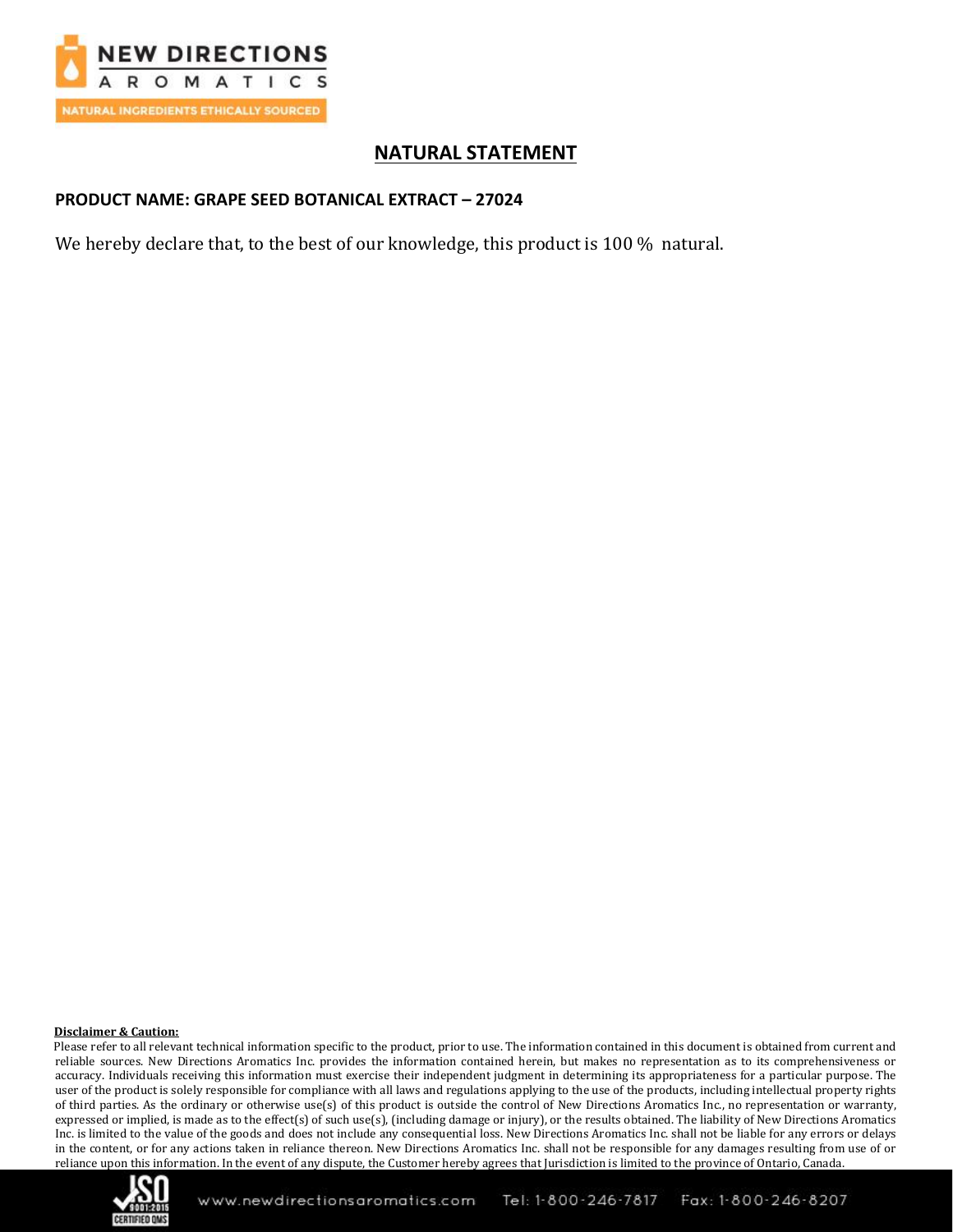## NATURAL STATEMENT

**PRODUCT NAME: GRAPE SEED BOTANICAL EXTRACT – 27024**

We hereby declare that, to the best of our knowledge, this product is 100 % natural.

**Disclaimer & Caution:**

Please refer to all relevant technical information specific to the product, prior to use. The information contained in this document is obtained from current and reliable sources. New Directions Aromatics Inc. provides the information contained herein, but makes no representation as to its comprehensiveness or accuracy. Individuals receiving this information must exercise their independent judgment in determining its appropriateness for a particular purpose. The user of the product is solely responsible for compliance with all laws and regulations applying to the use of the products, including intellectual property rights of third parties. As the ordinary or otherwise use(s) of this product is outside the control of New Directions Aromatics Inc., no representation or warranty, expressed or implied, is made as to the effect(s) of such use(s), (including damage or injury), or the results obtained. The liability of New Directions Aromatics Inc. is limited to the value of the goods and does not include any consequential loss. New Directions Aromatics Inc. shall not be liable for any errors or delays in the content, or for any actions taken in reliance thereon. New Directions Aromatics Inc. shall not be responsible for any damages resulting from use of or reliance upon this information. In the event of any dispute, the Customer hereby agrees that Jurisdiction is limited to the province of Ontario, Canada.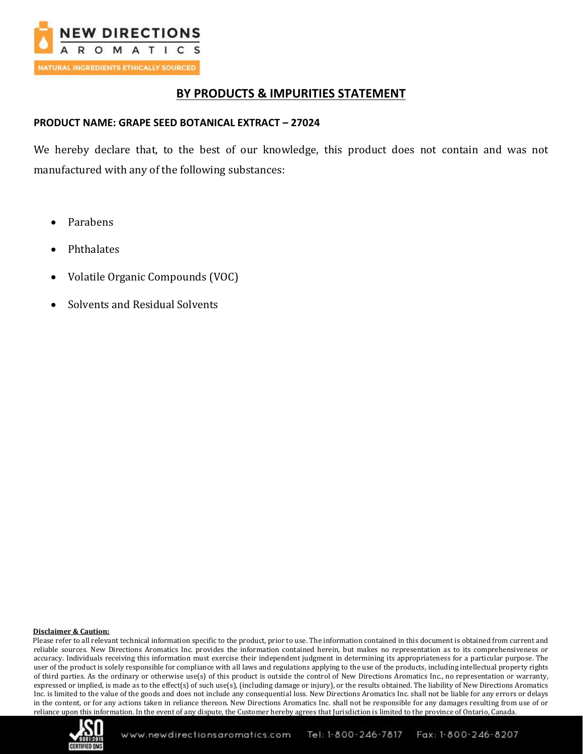## BY PRODUCTS & IMPURITIES STATEMENT

**PRODUCT NAME: GRAPE SEED BOTANICAL EXTRACT – 27024**

We hereby declare that, to the best of our knowledge, this product does not contain and was not manufactured with any of the following substances:

- Parabens
- Phthalates
- Volatile Organic Compounds (VOC)
- Solvents and Residual Solvents

**Disclaimer & Caution:**

Please refer to all relevant technical information specific to the product, prior to use. The information contained in this document is obtained from current and reliable sources. New Directions Aromatics Inc. provides the information contained herein, but makes no representation as to its comprehensiveness or accuracy. Individuals receiving this information must exercise their independent judgment in determining its appropriateness for a particular purpose. The user of the product is solely responsible for compliance with all laws and regulations applying to the use of the products, including intellectual property rights of third parties. As the ordinary or otherwise use(s) of this product is outside the control of New Directions Aromatics Inc., no representation or warranty, expressed or implied, is made as to the effect(s) of such use(s), (including damage or injury), or the results obtained. The liability of New Directions Aromatics Inc. is limited to the value of the goods and does not include any consequential loss. New Directions Aromatics Inc. shall not be liable for any errors or delays in the content, or for any actions taken in reliance thereon. New Directions Aromatics Inc. shall not be responsible for any damages resulting from use of or reliance upon this information. In the event of any dispute, the Customer hereby agrees that Jurisdiction is limited to the province of Ontario, Canada.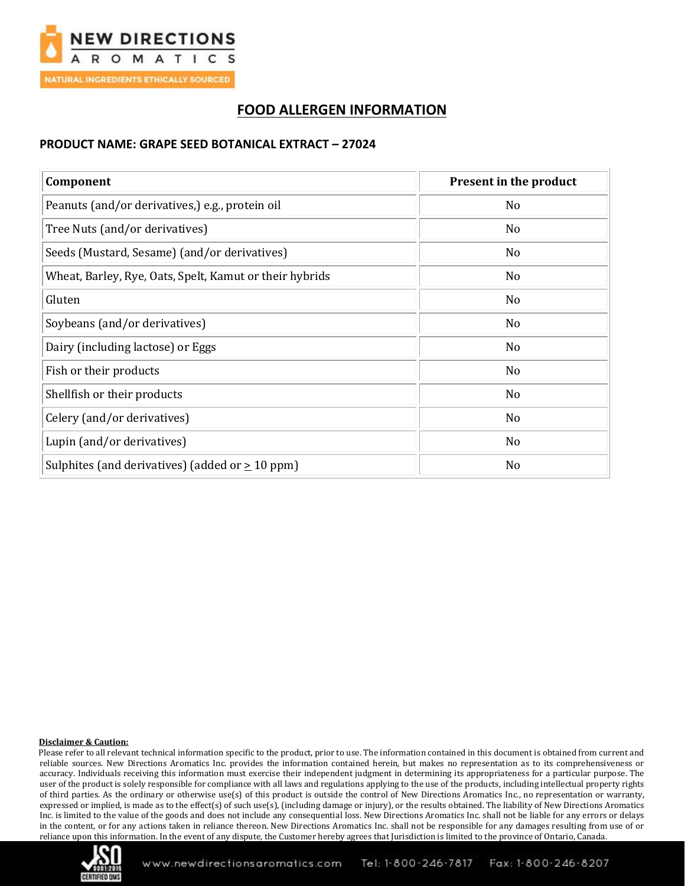# FOOD ALLERGEN INFORMATION

**PRODUCT NAME: GRAPE SEED BOTANICAL EXTRACT – 27024**

| Component | Present in the product |
|---|---|
| Peanuts (and/or derivatives,) e.g., protein oil | No |
| Tree Nuts (and/or derivatives) | No |
| Seeds (Mustard, Sesame) (and/or derivatives) | No |
| Wheat, Barley, Rye, Oats, Spelt, Kamut or their hybrids | No |
| Gluten | No |
| Soybeans (and/or derivatives) | No |
| Dairy (including lactose) or Eggs | No |
| Fish or their products | No |
| Shellfish or their products | No |
| Celery (and/or derivatives) | No |
| Lupin (and/or derivatives) | No |
| Sulphites (and derivatives) (added or ≥ 10 ppm) | No |

**Disclaimer & Caution:**

Please refer to all relevant technical information specific to the product, prior to use. The information contained in this document is obtained from current and reliable sources. New Directions Aromatics Inc. provides the information contained herein, but makes no representation as to its comprehensiveness or accuracy. Individuals receiving this information must exercise their independent judgment in determining its appropriateness for a particular purpose. The user of the product is solely responsible for compliance with all laws and regulations applying to the use of the products, including intellectual property rights of third parties. As the ordinary or otherwise use(s) of this product is outside the control of New Directions Aromatics Inc., no representation or warranty, expressed or implied, is made as to the effect(s) of such use(s), (including damage or injury), or the results obtained. The liability of New Directions Aromatics Inc. is limited to the value of the goods and does not include any consequential loss. New Directions Aromatics Inc. shall not be liable for any errors or delays in the content, or for any actions taken in reliance thereon. New Directions Aromatics Inc. shall not be responsible for any damages resulting from use of or reliance upon this information. In the event of any dispute, the Customer hereby agrees that Jurisdiction is limited to the province of Ontario, Canada.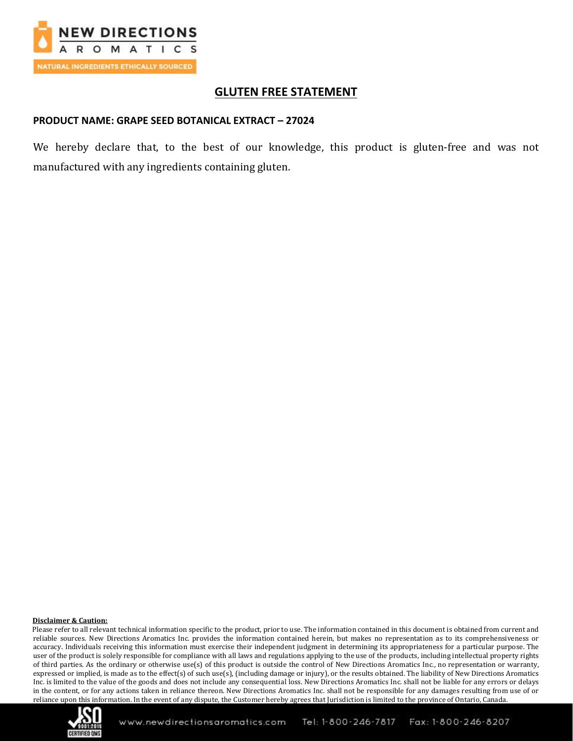# GLUTEN FREE STATEMENT

**PRODUCT NAME: GRAPE SEED BOTANICAL EXTRACT – 27024**

We hereby declare that, to the best of our knowledge, this product is gluten-free and was not manufactured with any ingredients containing gluten.

**Disclaimer & Caution:**

Please refer to all relevant technical information specific to the product, prior to use. The information contained in this document is obtained from current and reliable sources. New Directions Aromatics Inc. provides the information contained herein, but makes no representation as to its comprehensiveness or accuracy. Individuals receiving this information must exercise their independent judgment in determining its appropriateness for a particular purpose. The user of the product is solely responsible for compliance with all laws and regulations applying to the use of the products, including intellectual property rights of third parties. As the ordinary or otherwise use(s) of this product is outside the control of New Directions Aromatics Inc., no representation or warranty, expressed or implied, is made as to the effect(s) of such use(s), (including damage or injury), or the results obtained. The liability of New Directions Aromatics Inc. is limited to the value of the goods and does not include any consequential loss. New Directions Aromatics Inc. shall not be liable for any errors or delays in the content, or for any actions taken in reliance thereon. New Directions Aromatics Inc. shall not be responsible for any damages resulting from use of or reliance upon this information. In the event of any dispute, the Customer hereby agrees that Jurisdiction is limited to the province of Ontario, Canada.

www.newdirectionsaromatics.com Tel: 1-800-246-7817 Fax: 1-800-246-8207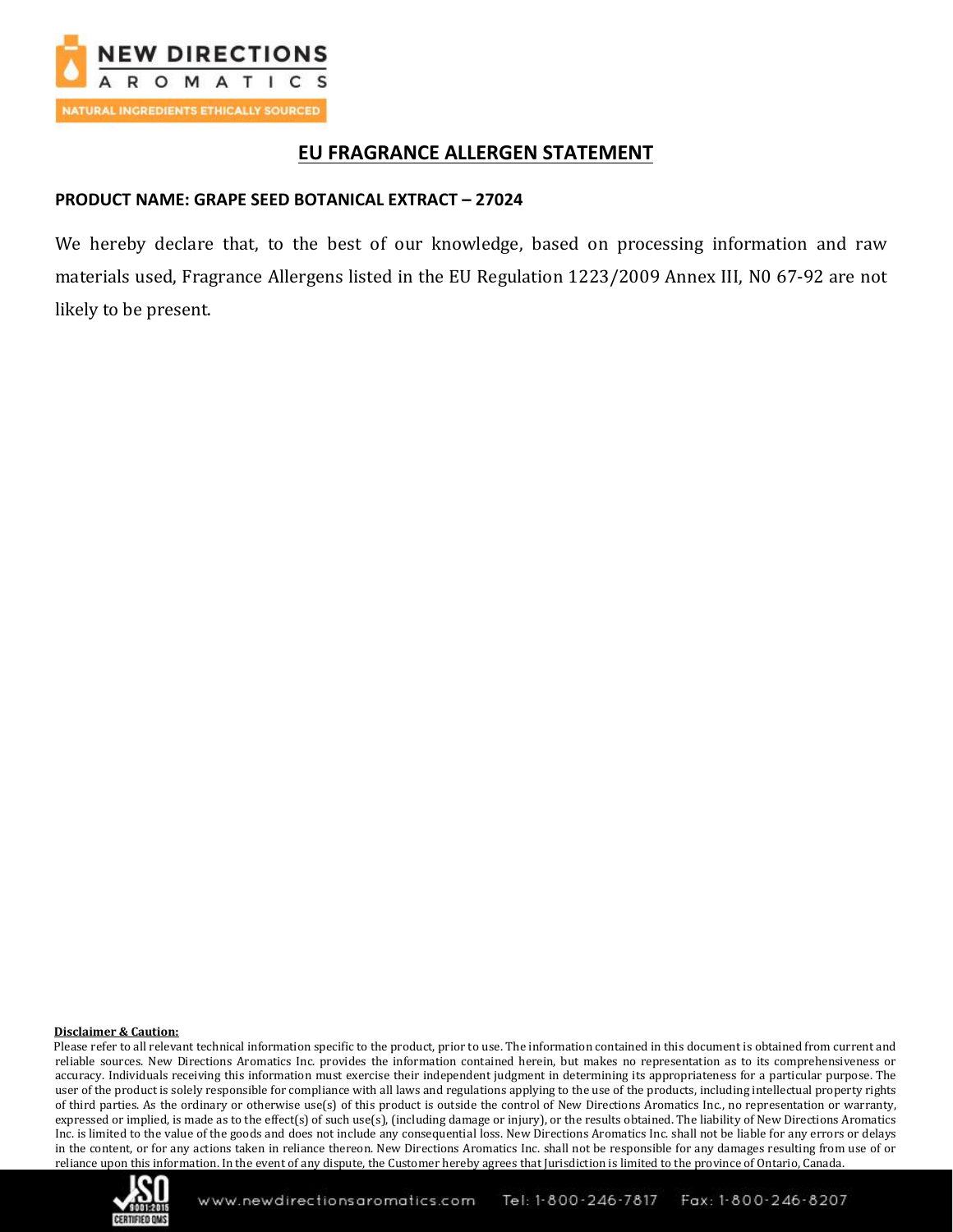# EU FRAGRANCE ALLERGEN STATEMENT

**PRODUCT NAME: GRAPE SEED BOTANICAL EXTRACT – 27024**

We hereby declare that, to the best of our knowledge, based on processing information and raw materials used, Fragrance Allergens listed in the EU Regulation 1223/2009 Annex III, N0 67-92 are not likely to be present.

**Disclaimer & Caution:**

Please refer to all relevant technical information specific to the product, prior to use. The information contained in this document is obtained from current and reliable sources. New Directions Aromatics Inc. provides the information contained herein, but makes no representation as to its comprehensiveness or accuracy. Individuals receiving this information must exercise their independent judgment in determining its appropriateness for a particular purpose. The user of the product is solely responsible for compliance with all laws and regulations applying to the use of the products, including intellectual property rights of third parties. As the ordinary or otherwise use(s) of this product is outside the control of New Directions Aromatics Inc., no representation or warranty, expressed or implied, is made as to the effect(s) of such use(s), (including damage or injury), or the results obtained. The liability of New Directions Aromatics Inc. is limited to the value of the goods and does not include any consequential loss. New Directions Aromatics Inc. shall not be liable for any errors or delays in the content, or for any actions taken in reliance thereon. New Directions Aromatics Inc. shall not be responsible for any damages resulting from use of or reliance upon this information. In the event of any dispute, the Customer hereby agrees that Jurisdiction is limited to the province of Ontario, Canada.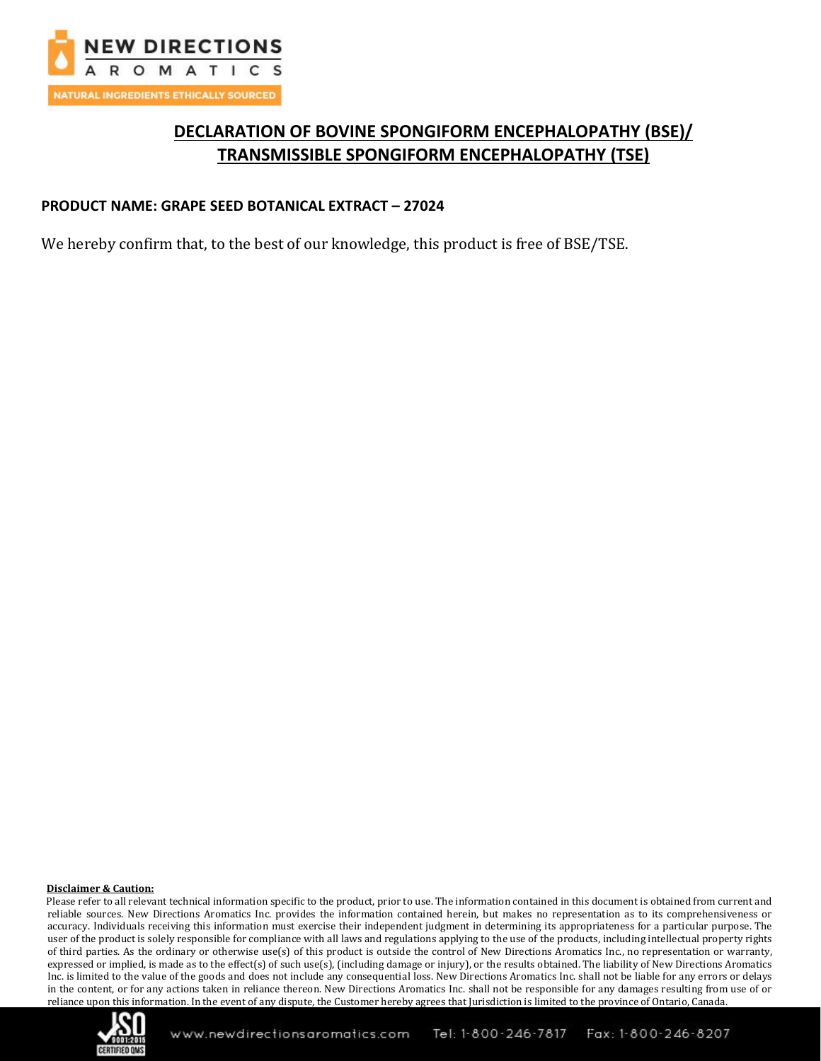# DECLARATION OF BOVINE SPONGIFORM ENCEPHALOPATHY (BSE)/ TRANSMISSIBLE SPONGIFORM ENCEPHALOPATHY (TSE)

**PRODUCT NAME: GRAPE SEED BOTANICAL EXTRACT – 27024**

We hereby confirm that, to the best of our knowledge, this product is free of BSE/TSE.

**Disclaimer & Caution:**

Please refer to all relevant technical information specific to the product, prior to use. The information contained in this document is obtained from current and reliable sources. New Directions Aromatics Inc. provides the information contained herein, but makes no representation as to its comprehensiveness or accuracy. Individuals receiving this information must exercise their independent judgment in determining its appropriateness for a particular purpose. The user of the product is solely responsible for compliance with all laws and regulations applying to the use of the products, including intellectual property rights of third parties. As the ordinary or otherwise use(s) of this product is outside the control of New Directions Aromatics Inc., no representation or warranty, expressed or implied, is made as to the effect(s) of such use(s), (including damage or injury), or the results obtained. The liability of New Directions Aromatics Inc. is limited to the value of the goods and does not include any consequential loss. New Directions Aromatics Inc. shall not be liable for any errors or delays in the content, or for any actions taken in reliance thereon. New Directions Aromatics Inc. shall not be responsible for any damages resulting from use of or reliance upon this information. In the event of any dispute, the Customer hereby agrees that Jurisdiction is limited to the province of Ontario, Canada.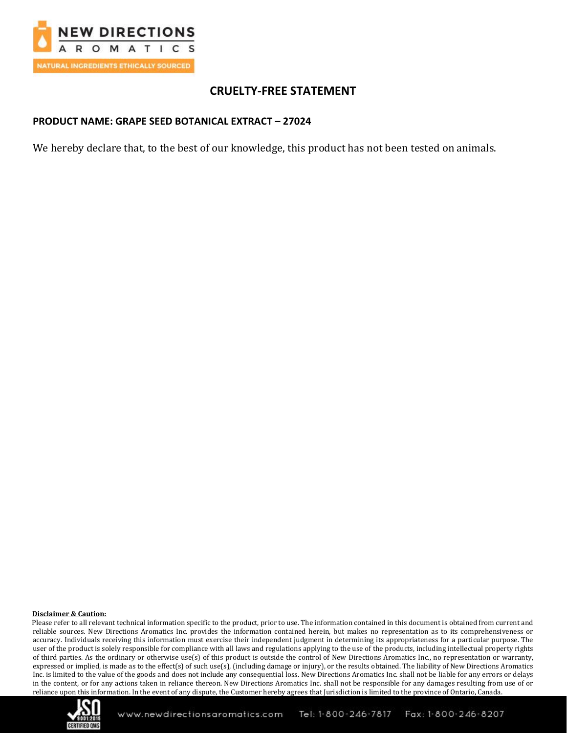# CRUELTY-FREE STATEMENT

**PRODUCT NAME: GRAPE SEED BOTANICAL EXTRACT – 27024**

We hereby declare that, to the best of our knowledge, this product has not been tested on animals.

**Disclaimer & Caution:**

Please refer to all relevant technical information specific to the product, prior to use. The information contained in this document is obtained from current and reliable sources. New Directions Aromatics Inc. provides the information contained herein, but makes no representation as to its comprehensiveness or accuracy. Individuals receiving this information must exercise their independent judgment in determining its appropriateness for a particular purpose. The user of the product is solely responsible for compliance with all laws and regulations applying to the use of the products, including intellectual property rights of third parties. As the ordinary or otherwise use(s) of this product is outside the control of New Directions Aromatics Inc., no representation or warranty, expressed or implied, is made as to the effect(s) of such use(s), (including damage or injury), or the results obtained. The liability of New Directions Aromatics Inc. is limited to the value of the goods and does not include any consequential loss. New Directions Aromatics Inc. shall not be liable for any errors or delays in the content, or for any actions taken in reliance thereon. New Directions Aromatics Inc. shall not be responsible for any damages resulting from use of or reliance upon this information. In the event of any dispute, the Customer hereby agrees that Jurisdiction is limited to the province of Ontario, Canada.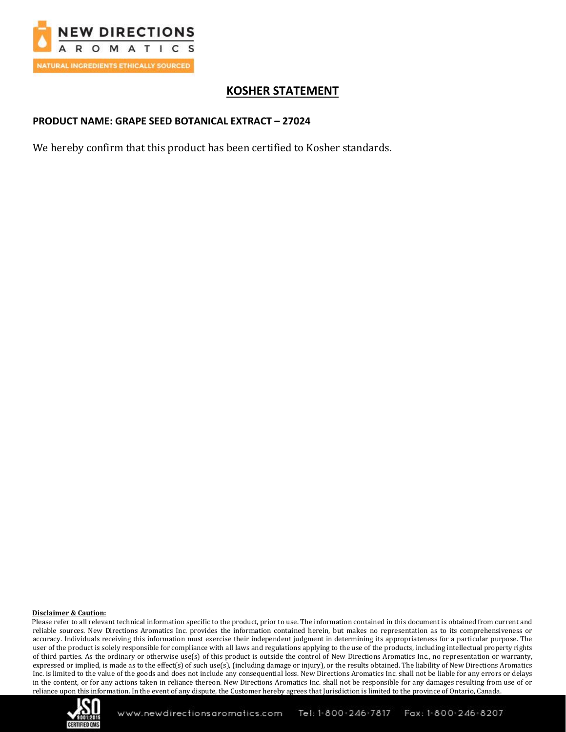# KOSHER STATEMENT

**PRODUCT NAME: GRAPE SEED BOTANICAL EXTRACT – 27024**

We hereby confirm that this product has been certified to Kosher standards.

**Disclaimer & Caution:**

Please refer to all relevant technical information specific to the product, prior to use. The information contained in this document is obtained from current and reliable sources. New Directions Aromatics Inc. provides the information contained herein, but makes no representation as to its comprehensiveness or accuracy. Individuals receiving this information must exercise their independent judgment in determining its appropriateness for a particular purpose. The user of the product is solely responsible for compliance with all laws and regulations applying to the use of the products, including intellectual property rights of third parties. As the ordinary or otherwise use(s) of this product is outside the control of New Directions Aromatics Inc., no representation or warranty, expressed or implied, is made as to the effect(s) of such use(s), (including damage or injury), or the results obtained. The liability of New Directions Aromatics Inc. is limited to the value of the goods and does not include any consequential loss. New Directions Aromatics Inc. shall not be liable for any errors or delays in the content, or for any actions taken in reliance thereon. New Directions Aromatics Inc. shall not be responsible for any damages resulting from use of or reliance upon this information. In the event of any dispute, the Customer hereby agrees that Jurisdiction is limited to the province of Ontario, Canada.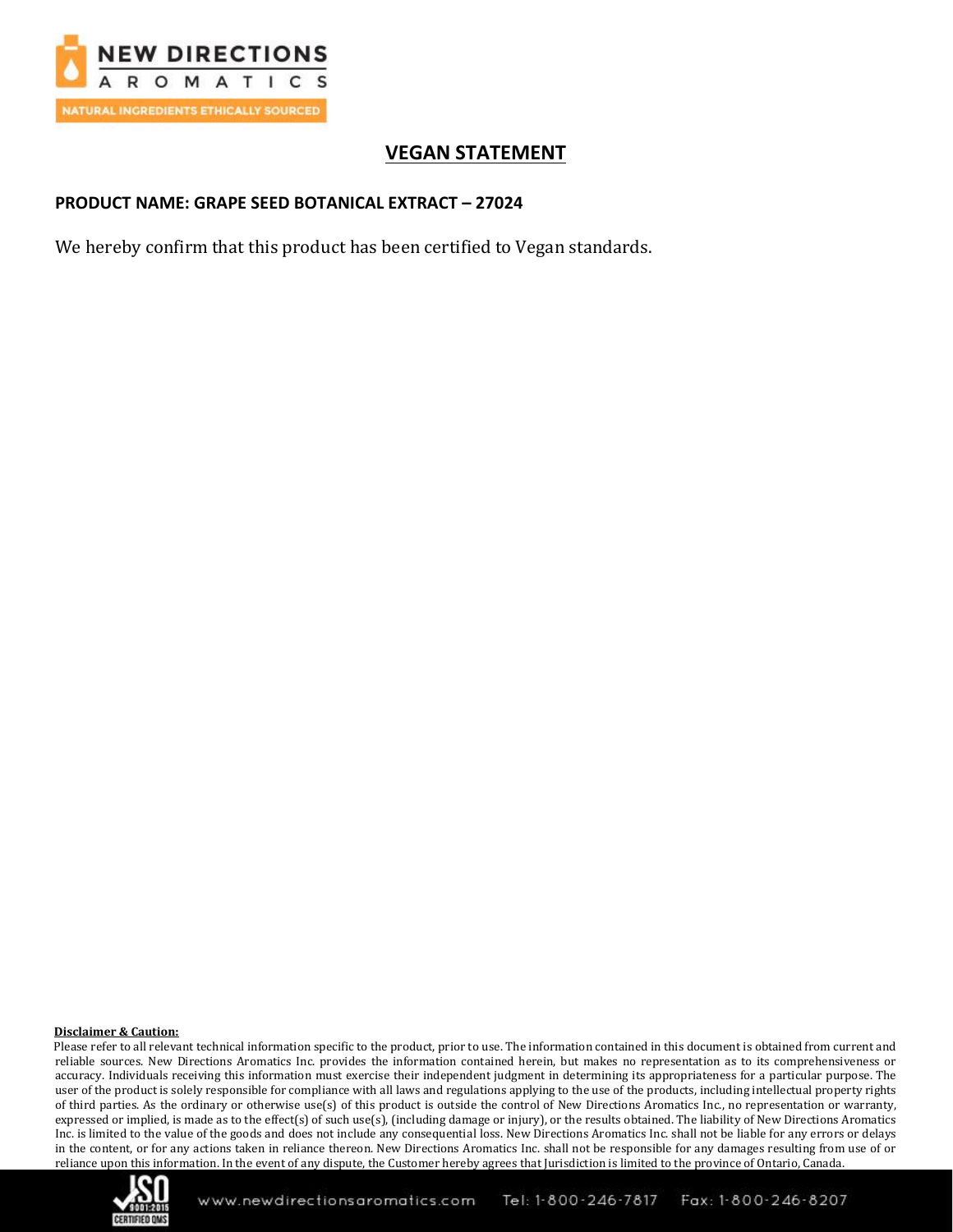# VEGAN STATEMENT

**PRODUCT NAME: GRAPE SEED BOTANICAL EXTRACT – 27024**

We hereby confirm that this product has been certified to Vegan standards.

**Disclaimer & Caution:**

Please refer to all relevant technical information specific to the product, prior to use. The information contained in this document is obtained from current and reliable sources. New Directions Aromatics Inc. provides the information contained herein, but makes no representation as to its comprehensiveness or accuracy. Individuals receiving this information must exercise their independent judgment in determining its appropriateness for a particular purpose. The user of the product is solely responsible for compliance with all laws and regulations applying to the use of the products, including intellectual property rights of third parties. As the ordinary or otherwise use(s) of this product is outside the control of New Directions Aromatics Inc., no representation or warranty, expressed or implied, is made as to the effect(s) of such use(s), (including damage or injury), or the results obtained. The liability of New Directions Aromatics Inc. is limited to the value of the goods and does not include any consequential loss. New Directions Aromatics Inc. shall not be liable for any errors or delays in the content, or for any actions taken in reliance thereon. New Directions Aromatics Inc. shall not be responsible for any damages resulting from use of or reliance upon this information. In the event of any dispute, the Customer hereby agrees that Jurisdiction is limited to the province of Ontario, Canada.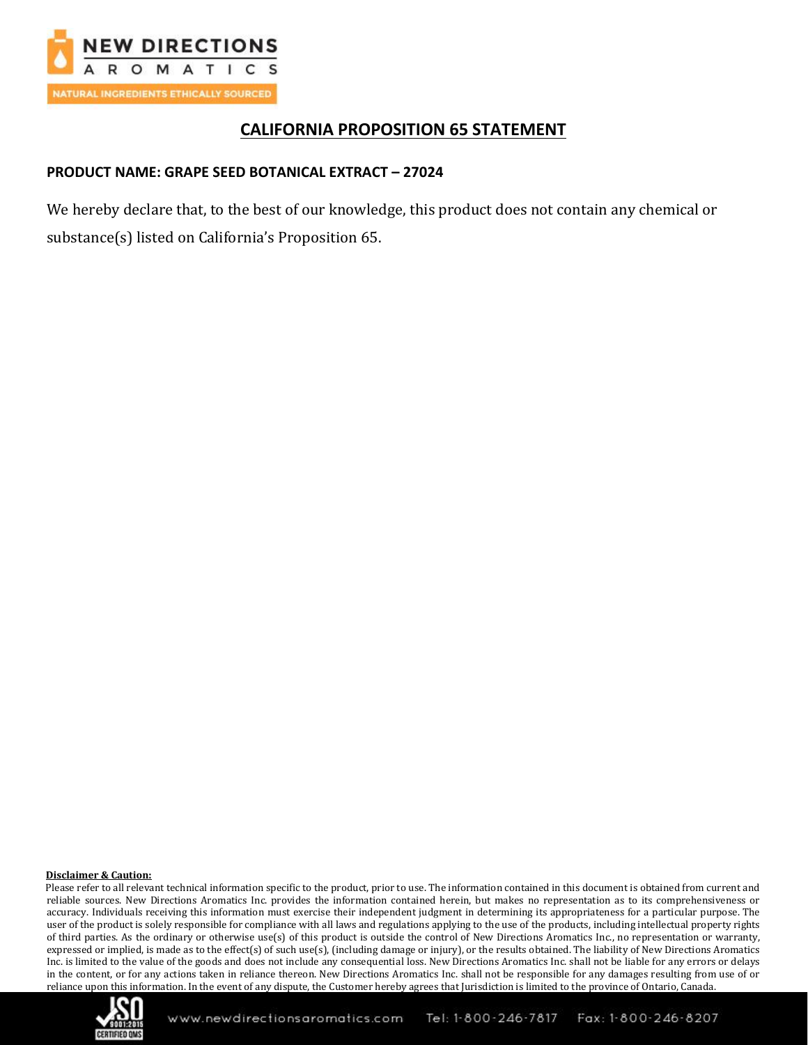# CALIFORNIA PROPOSITION 65 STATEMENT

**PRODUCT NAME: GRAPE SEED BOTANICAL EXTRACT – 27024**

We hereby declare that, to the best of our knowledge, this product does not contain any chemical or substance(s) listed on California's Proposition 65.

**Disclaimer & Caution:**

Please refer to all relevant technical information specific to the product, prior to use. The information contained in this document is obtained from current and reliable sources. New Directions Aromatics Inc. provides the information contained herein, but makes no representation as to its comprehensiveness or accuracy. Individuals receiving this information must exercise their independent judgment in determining its appropriateness for a particular purpose. The user of the product is solely responsible for compliance with all laws and regulations applying to the use of the products, including intellectual property rights of third parties. As the ordinary or otherwise use(s) of this product is outside the control of New Directions Aromatics Inc., no representation or warranty, expressed or implied, is made as to the effect(s) of such use(s), (including damage or injury), or the results obtained. The liability of New Directions Aromatics Inc. is limited to the value of the goods and does not include any consequential loss. New Directions Aromatics Inc. shall not be liable for any errors or delays in the content, or for any actions taken in reliance thereon. New Directions Aromatics Inc. shall not be responsible for any damages resulting from use of or reliance upon this information. In the event of any dispute, the Customer hereby agrees that Jurisdiction is limited to the province of Ontario, Canada.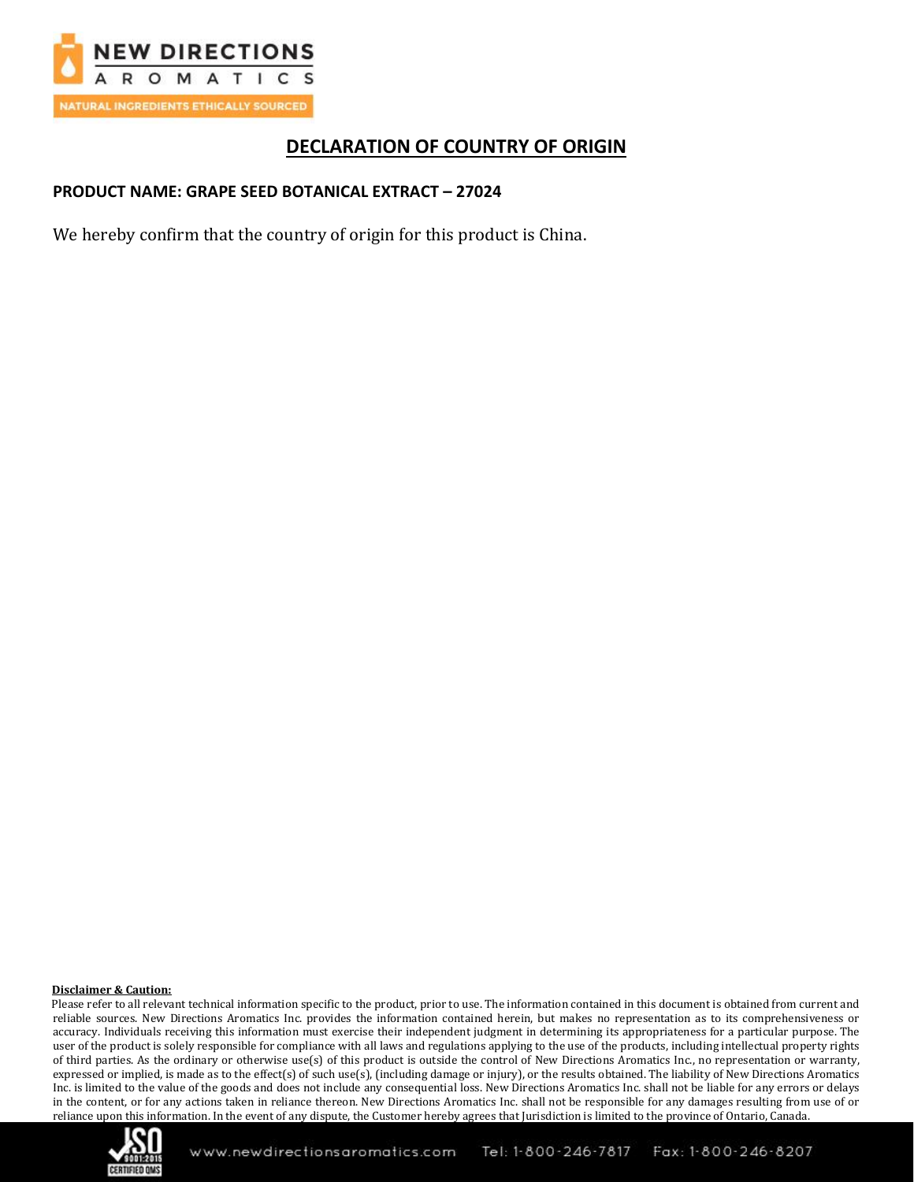# DECLARATION OF COUNTRY OF ORIGIN

**PRODUCT NAME: GRAPE SEED BOTANICAL EXTRACT – 27024**

We hereby confirm that the country of origin for this product is China.

**Disclaimer & Caution:**

Please refer to all relevant technical information specific to the product, prior to use. The information contained in this document is obtained from current and reliable sources. New Directions Aromatics Inc. provides the information contained herein, but makes no representation as to its comprehensiveness or accuracy. Individuals receiving this information must exercise their independent judgment in determining its appropriateness for a particular purpose. The user of the product is solely responsible for compliance with all laws and regulations applying to the use of the products, including intellectual property rights of third parties. As the ordinary or otherwise use(s) of this product is outside the control of New Directions Aromatics Inc., no representation or warranty, expressed or implied, is made as to the effect(s) of such use(s), (including damage or injury), or the results obtained. The liability of New Directions Aromatics Inc. is limited to the value of the goods and does not include any consequential loss. New Directions Aromatics Inc. shall not be liable for any errors or delays in the content, or for any actions taken in reliance thereon. New Directions Aromatics Inc. shall not be responsible for any damages resulting from use of or reliance upon this information. In the event of any dispute, the Customer hereby agrees that Jurisdiction is limited to the province of Ontario, Canada.